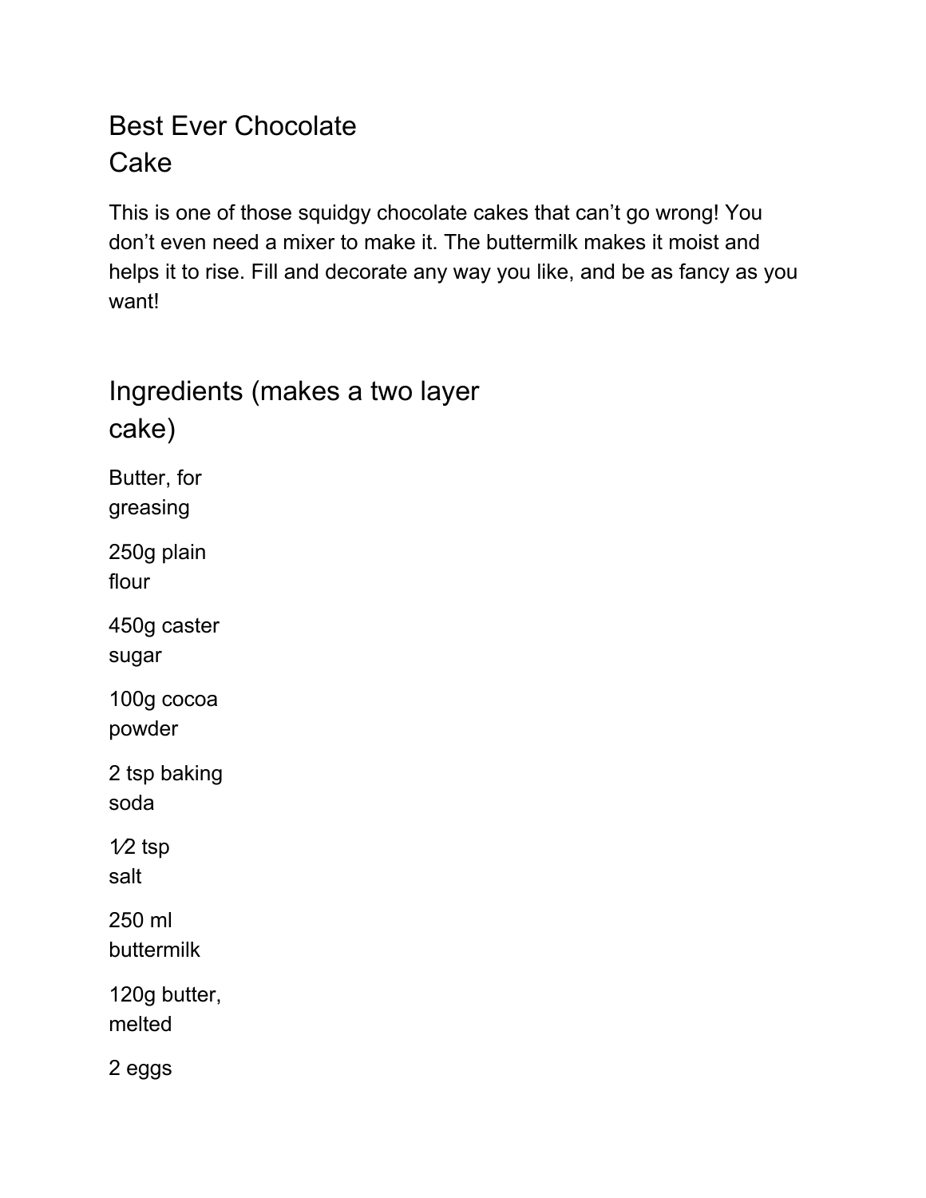# Best Ever Chocolate Cake

This is one of those squidgy chocolate cakes that can't go wrong! You don't even need a mixer to make it. The buttermilk makes it moist and helps it to rise. Fill and decorate any way you like, and be as fancy as you want!

## Ingredients (makes a two layer cake)

Butter, for greasing

250g plain flour

450g caster sugar

100g cocoa powder

2 tsp baking soda

½ tsp salt

250 ml buttermilk

120g butter, melted

2 eggs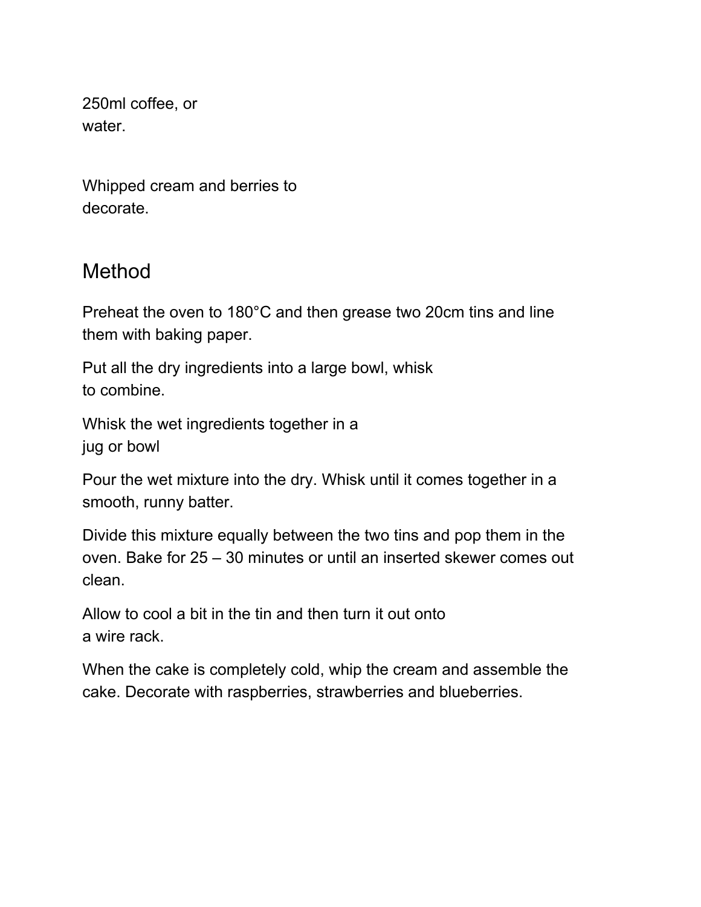250ml coffee, or water.

Whipped cream and berries to decorate.

## Method

Preheat the oven to 180°C and then grease two 20cm tins and line them with baking paper.

Put all the dry ingredients into a large bowl, whisk to combine.

Whisk the wet ingredients together in a jug or bowl

Pour the wet mixture into the dry. Whisk until it comes together in a smooth, runny batter.

Divide this mixture equally between the two tins and pop them in the oven. Bake for 25 – 30 minutes or until an inserted skewer comes out clean.

Allow to cool a bit in the tin and then turn it out onto a wire rack.

When the cake is completely cold, whip the cream and assemble the cake. Decorate with raspberries, strawberries and blueberries.